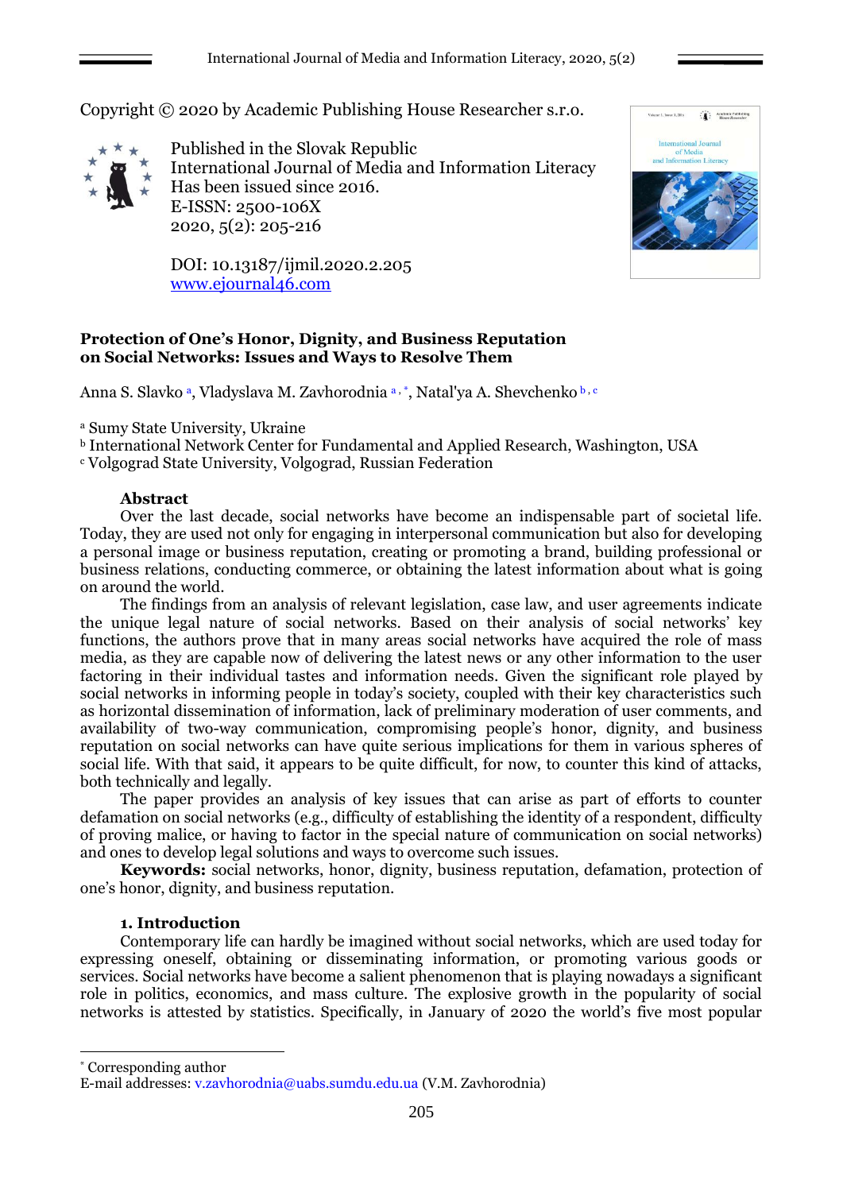Copyright © 2020 by Academic Publishing House Researcher s.r.o.

Published in the Slovak Republic
International Journal of Media and Information Literacy
Has been issued since 2016.
E-ISSN: 2500-106X
2020, 5(2): 205-216

DOI: 10.13187/ijmil.2020.2.205
www.ejournal46.com

# Protection of One's Honor, Dignity, and Business Reputation on Social Networks: Issues and Ways to Resolve Them

Anna S. Slavko [a], Vladyslava M. Zavhorodnia [a, *], Natal'ya A. Shevchenko [b, c]

[a] Sumy State University, Ukraine
[b] International Network Center for Fundamental and Applied Research, Washington, USA
[c] Volgograd State University, Volgograd, Russian Federation

## Abstract

Over the last decade, social networks have become an indispensable part of societal life. Today, they are used not only for engaging in interpersonal communication but also for developing a personal image or business reputation, creating or promoting a brand, building professional or business relations, conducting commerce, or obtaining the latest information about what is going on around the world.

The findings from an analysis of relevant legislation, case law, and user agreements indicate the unique legal nature of social networks. Based on their analysis of social networks' key functions, the authors prove that in many areas social networks have acquired the role of mass media, as they are capable now of delivering the latest news or any other information to the user factoring in their individual tastes and information needs. Given the significant role played by social networks in informing people in today's society, coupled with their key characteristics such as horizontal dissemination of information, lack of preliminary moderation of user comments, and availability of two-way communication, compromising people's honor, dignity, and business reputation on social networks can have quite serious implications for them in various spheres of social life. With that said, it appears to be quite difficult, for now, to counter this kind of attacks, both technically and legally.

The paper provides an analysis of key issues that can arise as part of efforts to counter defamation on social networks (e.g., difficulty of establishing the identity of a respondent, difficulty of proving malice, or having to factor in the special nature of communication on social networks) and ones to develop legal solutions and ways to overcome such issues.

**Keywords:** social networks, honor, dignity, business reputation, defamation, protection of one's honor, dignity, and business reputation.

## 1. Introduction

Contemporary life can hardly be imagined without social networks, which are used today for expressing oneself, obtaining or disseminating information, or promoting various goods or services. Social networks have become a salient phenomenon that is playing nowadays a significant role in politics, economics, and mass culture. The explosive growth in the popularity of social networks is attested by statistics. Specifically, in January of 2020 the world's five most popular

---

[*] Corresponding author
E-mail addresses: v.zavhorodnia@uabs.sumdu.edu.ua (V.M. Zavhorodnia)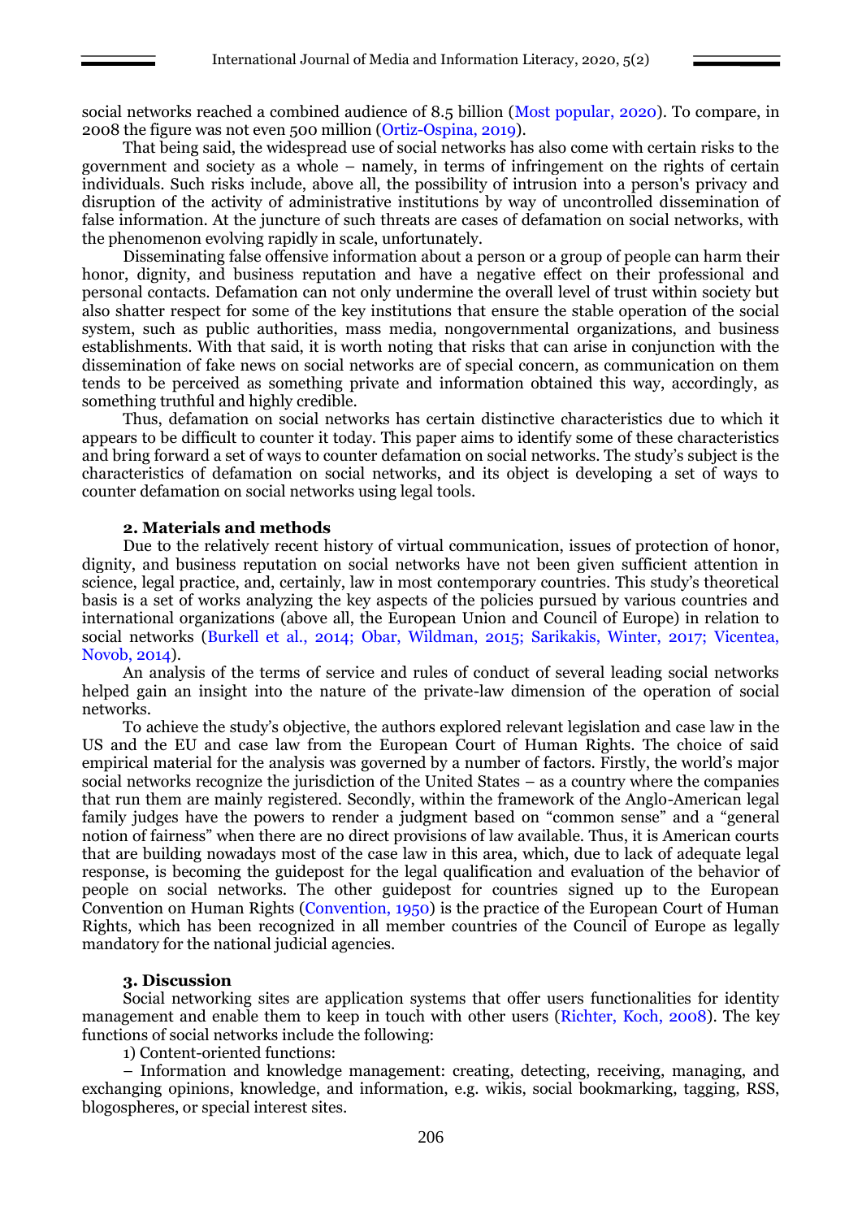social networks reached a combined audience of 8.5 billion (Most popular, 2020). To compare, in 2008 the figure was not even 500 million (Ortiz-Ospina, 2019).

That being said, the widespread use of social networks has also come with certain risks to the government and society as a whole – namely, in terms of infringement on the rights of certain individuals. Such risks include, above all, the possibility of intrusion into a person's privacy and disruption of the activity of administrative institutions by way of uncontrolled dissemination of false information. At the juncture of such threats are cases of defamation on social networks, with the phenomenon evolving rapidly in scale, unfortunately.

Disseminating false offensive information about a person or a group of people can harm their honor, dignity, and business reputation and have a negative effect on their professional and personal contacts. Defamation can not only undermine the overall level of trust within society but also shatter respect for some of the key institutions that ensure the stable operation of the social system, such as public authorities, mass media, nongovernmental organizations, and business establishments. With that said, it is worth noting that risks that can arise in conjunction with the dissemination of fake news on social networks are of special concern, as communication on them tends to be perceived as something private and information obtained this way, accordingly, as something truthful and highly credible.

Thus, defamation on social networks has certain distinctive characteristics due to which it appears to be difficult to counter it today. This paper aims to identify some of these characteristics and bring forward a set of ways to counter defamation on social networks. The study's subject is the characteristics of defamation on social networks, and its object is developing a set of ways to counter defamation on social networks using legal tools.

## 2. Materials and methods

Due to the relatively recent history of virtual communication, issues of protection of honor, dignity, and business reputation on social networks have not been given sufficient attention in science, legal practice, and, certainly, law in most contemporary countries. This study's theoretical basis is a set of works analyzing the key aspects of the policies pursued by various countries and international organizations (above all, the European Union and Council of Europe) in relation to social networks (Burkell et al., 2014; Obar, Wildman, 2015; Sarikakis, Winter, 2017; Vicentea, Novob, 2014).

An analysis of the terms of service and rules of conduct of several leading social networks helped gain an insight into the nature of the private-law dimension of the operation of social networks.

To achieve the study's objective, the authors explored relevant legislation and case law in the US and the EU and case law from the European Court of Human Rights. The choice of said empirical material for the analysis was governed by a number of factors. Firstly, the world's major social networks recognize the jurisdiction of the United States – as a country where the companies that run them are mainly registered. Secondly, within the framework of the Anglo-American legal family judges have the powers to render a judgment based on "common sense" and a "general notion of fairness" when there are no direct provisions of law available. Thus, it is American courts that are building nowadays most of the case law in this area, which, due to lack of adequate legal response, is becoming the guidepost for the legal qualification and evaluation of the behavior of people on social networks. The other guidepost for countries signed up to the European Convention on Human Rights (Convention, 1950) is the practice of the European Court of Human Rights, which has been recognized in all member countries of the Council of Europe as legally mandatory for the national judicial agencies.

## 3. Discussion

Social networking sites are application systems that offer users functionalities for identity management and enable them to keep in touch with other users (Richter, Koch, 2008). The key functions of social networks include the following:

1) Content-oriented functions:

– Information and knowledge management: creating, detecting, receiving, managing, and exchanging opinions, knowledge, and information, e.g. wikis, social bookmarking, tagging, RSS, blogospheres, or special interest sites.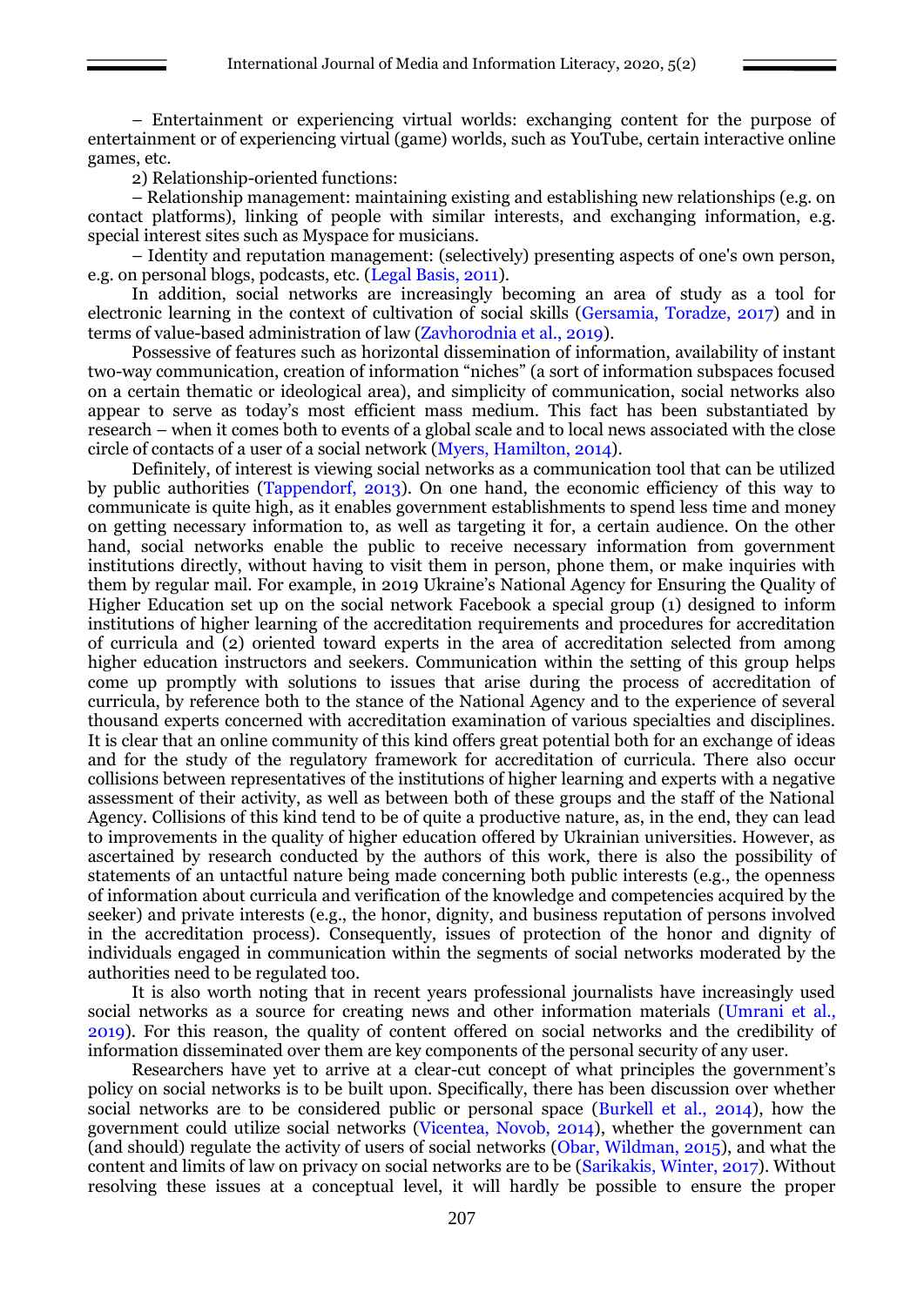– Entertainment or experiencing virtual worlds: exchanging content for the purpose of entertainment or of experiencing virtual (game) worlds, such as YouTube, certain interactive online games, etc.

2) Relationship-oriented functions:

– Relationship management: maintaining existing and establishing new relationships (e.g. on contact platforms), linking of people with similar interests, and exchanging information, e.g. special interest sites such as Myspace for musicians.

– Identity and reputation management: (selectively) presenting aspects of one's own person, e.g. on personal blogs, podcasts, etc. (Legal Basis, 2011).

In addition, social networks are increasingly becoming an area of study as a tool for electronic learning in the context of cultivation of social skills (Gersamia, Toradze, 2017) and in terms of value-based administration of law (Zavhorodnia et al., 2019).

Possessive of features such as horizontal dissemination of information, availability of instant two-way communication, creation of information "niches" (a sort of information subspaces focused on a certain thematic or ideological area), and simplicity of communication, social networks also appear to serve as today's most efficient mass medium. This fact has been substantiated by research – when it comes both to events of a global scale and to local news associated with the close circle of contacts of a user of a social network (Myers, Hamilton, 2014).

Definitely, of interest is viewing social networks as a communication tool that can be utilized by public authorities (Tappendorf, 2013). On one hand, the economic efficiency of this way to communicate is quite high, as it enables government establishments to spend less time and money on getting necessary information to, as well as targeting it for, a certain audience. On the other hand, social networks enable the public to receive necessary information from government institutions directly, without having to visit them in person, phone them, or make inquiries with them by regular mail. For example, in 2019 Ukraine's National Agency for Ensuring the Quality of Higher Education set up on the social network Facebook a special group (1) designed to inform institutions of higher learning of the accreditation requirements and procedures for accreditation of curricula and (2) oriented toward experts in the area of accreditation selected from among higher education instructors and seekers. Communication within the setting of this group helps come up promptly with solutions to issues that arise during the process of accreditation of curricula, by reference both to the stance of the National Agency and to the experience of several thousand experts concerned with accreditation examination of various specialties and disciplines. It is clear that an online community of this kind offers great potential both for an exchange of ideas and for the study of the regulatory framework for accreditation of curricula. There also occur collisions between representatives of the institutions of higher learning and experts with a negative assessment of their activity, as well as between both of these groups and the staff of the National Agency. Collisions of this kind tend to be of quite a productive nature, as, in the end, they can lead to improvements in the quality of higher education offered by Ukrainian universities. However, as ascertained by research conducted by the authors of this work, there is also the possibility of statements of an untactful nature being made concerning both public interests (e.g., the openness of information about curricula and verification of the knowledge and competencies acquired by the seeker) and private interests (e.g., the honor, dignity, and business reputation of persons involved in the accreditation process). Consequently, issues of protection of the honor and dignity of individuals engaged in communication within the segments of social networks moderated by the authorities need to be regulated too.

It is also worth noting that in recent years professional journalists have increasingly used social networks as a source for creating news and other information materials (Umrani et al., 2019). For this reason, the quality of content offered on social networks and the credibility of information disseminated over them are key components of the personal security of any user.

Researchers have yet to arrive at a clear-cut concept of what principles the government's policy on social networks is to be built upon. Specifically, there has been discussion over whether social networks are to be considered public or personal space (Burkell et al., 2014), how the government could utilize social networks (Vicentea, Novob, 2014), whether the government can (and should) regulate the activity of users of social networks (Obar, Wildman, 2015), and what the content and limits of law on privacy on social networks are to be (Sarikakis, Winter, 2017). Without resolving these issues at a conceptual level, it will hardly be possible to ensure the proper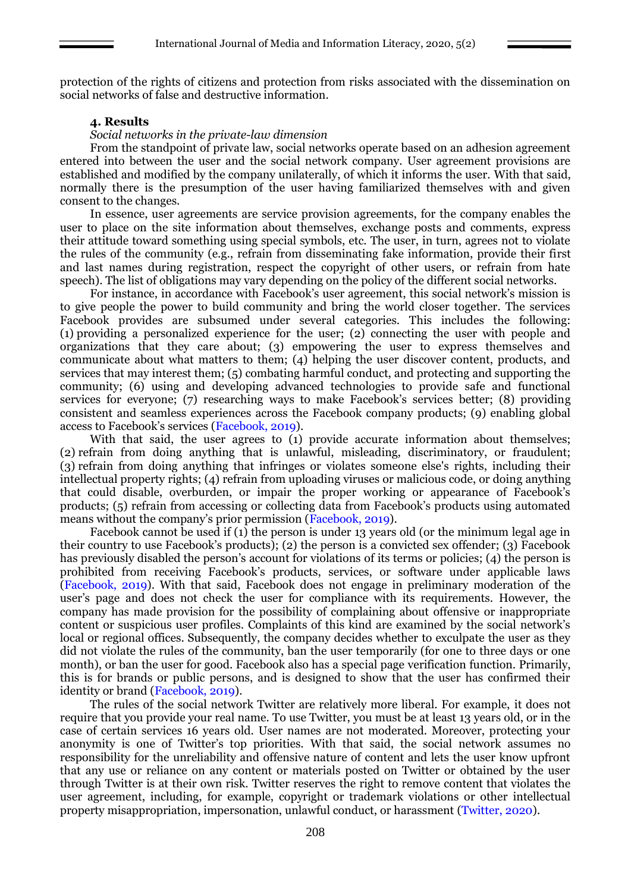protection of the rights of citizens and protection from risks associated with the dissemination on social networks of false and destructive information.

## 4. Results

*Social networks in the private-law dimension*

From the standpoint of private law, social networks operate based on an adhesion agreement entered into between the user and the social network company. User agreement provisions are established and modified by the company unilaterally, of which it informs the user. With that said, normally there is the presumption of the user having familiarized themselves with and given consent to the changes.

In essence, user agreements are service provision agreements, for the company enables the user to place on the site information about themselves, exchange posts and comments, express their attitude toward something using special symbols, etc. The user, in turn, agrees not to violate the rules of the community (e.g., refrain from disseminating fake information, provide their first and last names during registration, respect the copyright of other users, or refrain from hate speech). The list of obligations may vary depending on the policy of the different social networks.

For instance, in accordance with Facebook's user agreement, this social network's mission is to give people the power to build community and bring the world closer together. The services Facebook provides are subsumed under several categories. This includes the following: (1) providing a personalized experience for the user; (2) connecting the user with people and organizations that they care about; (3) empowering the user to express themselves and communicate about what matters to them; (4) helping the user discover content, products, and services that may interest them; (5) combating harmful conduct, and protecting and supporting the community; (6) using and developing advanced technologies to provide safe and functional services for everyone; (7) researching ways to make Facebook's services better; (8) providing consistent and seamless experiences across the Facebook company products; (9) enabling global access to Facebook's services (Facebook, 2019).

With that said, the user agrees to (1) provide accurate information about themselves; (2) refrain from doing anything that is unlawful, misleading, discriminatory, or fraudulent; (3) refrain from doing anything that infringes or violates someone else's rights, including their intellectual property rights; (4) refrain from uploading viruses or malicious code, or doing anything that could disable, overburden, or impair the proper working or appearance of Facebook's products; (5) refrain from accessing or collecting data from Facebook's products using automated means without the company's prior permission (Facebook, 2019).

Facebook cannot be used if (1) the person is under 13 years old (or the minimum legal age in their country to use Facebook's products); (2) the person is a convicted sex offender; (3) Facebook has previously disabled the person's account for violations of its terms or policies; (4) the person is prohibited from receiving Facebook's products, services, or software under applicable laws (Facebook, 2019). With that said, Facebook does not engage in preliminary moderation of the user's page and does not check the user for compliance with its requirements. However, the company has made provision for the possibility of complaining about offensive or inappropriate content or suspicious user profiles. Complaints of this kind are examined by the social network's local or regional offices. Subsequently, the company decides whether to exculpate the user as they did not violate the rules of the community, ban the user temporarily (for one to three days or one month), or ban the user for good. Facebook also has a special page verification function. Primarily, this is for brands or public persons, and is designed to show that the user has confirmed their identity or brand (Facebook, 2019).

The rules of the social network Twitter are relatively more liberal. For example, it does not require that you provide your real name. To use Twitter, you must be at least 13 years old, or in the case of certain services 16 years old. User names are not moderated. Moreover, protecting your anonymity is one of Twitter's top priorities. With that said, the social network assumes no responsibility for the unreliability and offensive nature of content and lets the user know upfront that any use or reliance on any content or materials posted on Twitter or obtained by the user through Twitter is at their own risk. Twitter reserves the right to remove content that violates the user agreement, including, for example, copyright or trademark violations or other intellectual property misappropriation, impersonation, unlawful conduct, or harassment (Twitter, 2020).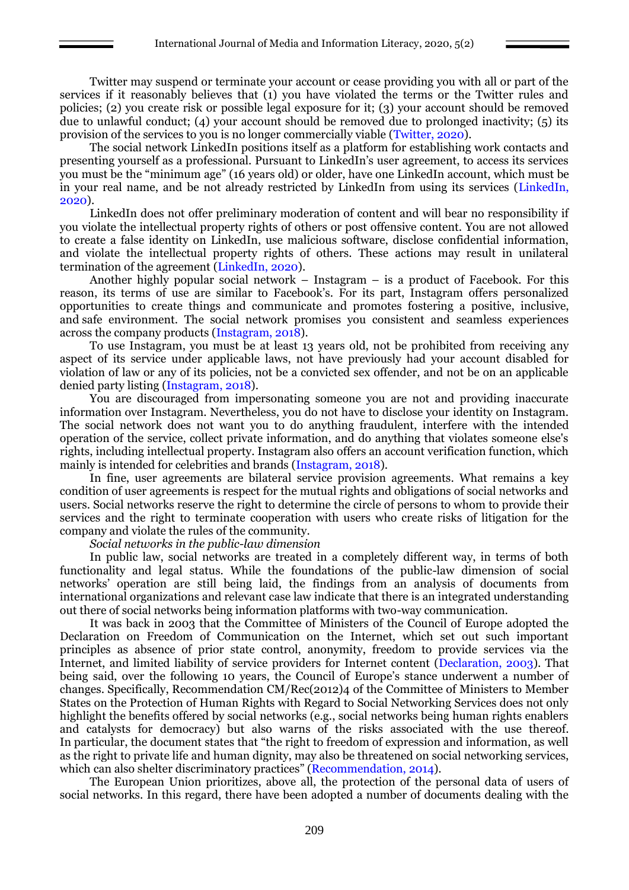Twitter may suspend or terminate your account or cease providing you with all or part of the services if it reasonably believes that (1) you have violated the terms or the Twitter rules and policies; (2) you create risk or possible legal exposure for it; (3) your account should be removed due to unlawful conduct; (4) your account should be removed due to prolonged inactivity; (5) its provision of the services to you is no longer commercially viable (Twitter, 2020).

The social network LinkedIn positions itself as a platform for establishing work contacts and presenting yourself as a professional. Pursuant to LinkedIn's user agreement, to access its services you must be the "minimum age" (16 years old) or older, have one LinkedIn account, which must be in your real name, and be not already restricted by LinkedIn from using its services (LinkedIn, 2020).

LinkedIn does not offer preliminary moderation of content and will bear no responsibility if you violate the intellectual property rights of others or post offensive content. You are not allowed to create a false identity on LinkedIn, use malicious software, disclose confidential information, and violate the intellectual property rights of others. These actions may result in unilateral termination of the agreement (LinkedIn, 2020).

Another highly popular social network – Instagram – is a product of Facebook. For this reason, its terms of use are similar to Facebook's. For its part, Instagram offers personalized opportunities to create things and communicate and promotes fostering a positive, inclusive, and safe environment. The social network promises you consistent and seamless experiences across the company products (Instagram, 2018).

To use Instagram, you must be at least 13 years old, not be prohibited from receiving any aspect of its service under applicable laws, not have previously had your account disabled for violation of law or any of its policies, not be a convicted sex offender, and not be on an applicable denied party listing (Instagram, 2018).

You are discouraged from impersonating someone you are not and providing inaccurate information over Instagram. Nevertheless, you do not have to disclose your identity on Instagram. The social network does not want you to do anything fraudulent, interfere with the intended operation of the service, collect private information, and do anything that violates someone else's rights, including intellectual property. Instagram also offers an account verification function, which mainly is intended for celebrities and brands (Instagram, 2018).

In fine, user agreements are bilateral service provision agreements. What remains a key condition of user agreements is respect for the mutual rights and obligations of social networks and users. Social networks reserve the right to determine the circle of persons to whom to provide their services and the right to terminate cooperation with users who create risks of litigation for the company and violate the rules of the community.

*Social networks in the public-law dimension*

In public law, social networks are treated in a completely different way, in terms of both functionality and legal status. While the foundations of the public-law dimension of social networks' operation are still being laid, the findings from an analysis of documents from international organizations and relevant case law indicate that there is an integrated understanding out there of social networks being information platforms with two-way communication.

It was back in 2003 that the Committee of Ministers of the Council of Europe adopted the Declaration on Freedom of Communication on the Internet, which set out such important principles as absence of prior state control, anonymity, freedom to provide services via the Internet, and limited liability of service providers for Internet content (Declaration, 2003). That being said, over the following 10 years, the Council of Europe's stance underwent a number of changes. Specifically, Recommendation CM/Rec(2012)4 of the Committee of Ministers to Member States on the Protection of Human Rights with Regard to Social Networking Services does not only highlight the benefits offered by social networks (e.g., social networks being human rights enablers and catalysts for democracy) but also warns of the risks associated with the use thereof. In particular, the document states that "the right to freedom of expression and information, as well as the right to private life and human dignity, may also be threatened on social networking services, which can also shelter discriminatory practices" (Recommendation, 2014).

The European Union prioritizes, above all, the protection of the personal data of users of social networks. In this regard, there have been adopted a number of documents dealing with the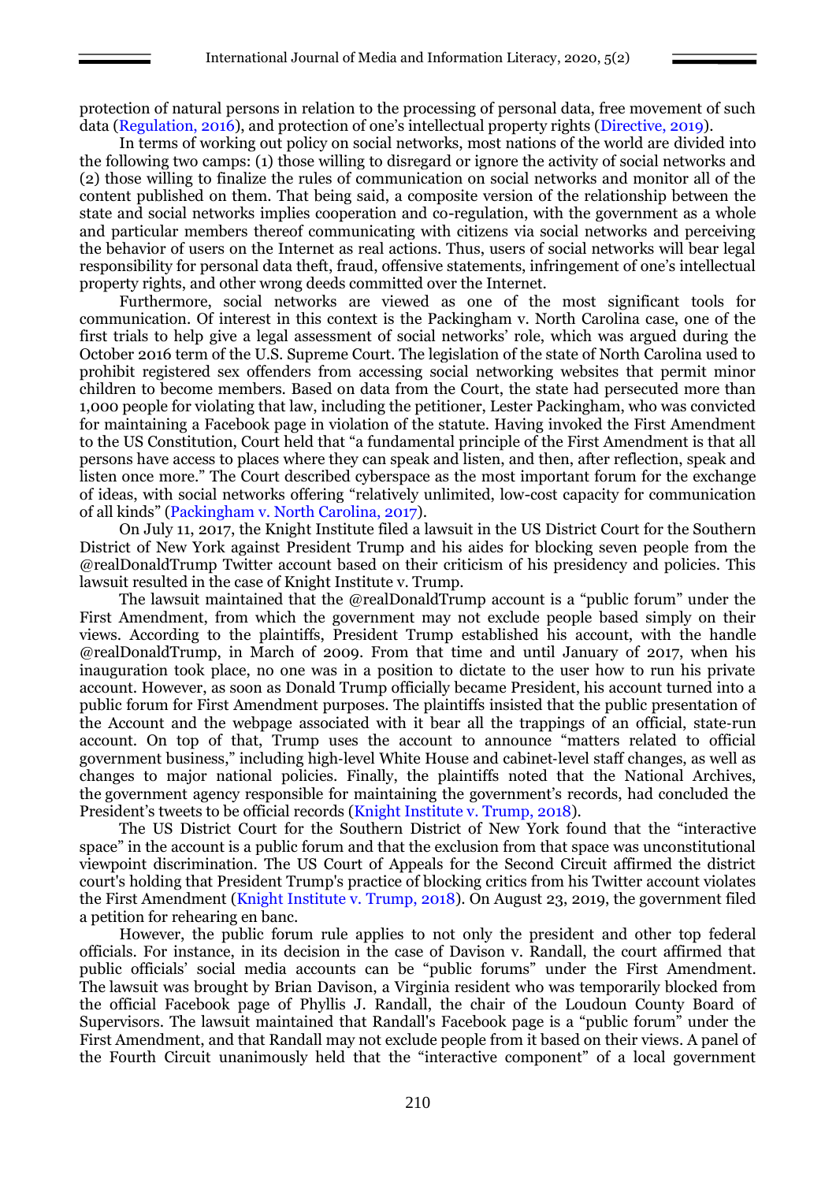protection of natural persons in relation to the processing of personal data, free movement of such data (Regulation, 2016), and protection of one's intellectual property rights (Directive, 2019).

In terms of working out policy on social networks, most nations of the world are divided into the following two camps: (1) those willing to disregard or ignore the activity of social networks and (2) those willing to finalize the rules of communication on social networks and monitor all of the content published on them. That being said, a composite version of the relationship between the state and social networks implies cooperation and co-regulation, with the government as a whole and particular members thereof communicating with citizens via social networks and perceiving the behavior of users on the Internet as real actions. Thus, users of social networks will bear legal responsibility for personal data theft, fraud, offensive statements, infringement of one's intellectual property rights, and other wrong deeds committed over the Internet.

Furthermore, social networks are viewed as one of the most significant tools for communication. Of interest in this context is the Packingham v. North Carolina case, one of the first trials to help give a legal assessment of social networks' role, which was argued during the October 2016 term of the U.S. Supreme Court. The legislation of the state of North Carolina used to prohibit registered sex offenders from accessing social networking websites that permit minor children to become members. Based on data from the Court, the state had persecuted more than 1,000 people for violating that law, including the petitioner, Lester Packingham, who was convicted for maintaining a Facebook page in violation of the statute. Having invoked the First Amendment to the US Constitution, Court held that "a fundamental principle of the First Amendment is that all persons have access to places where they can speak and listen, and then, after reflection, speak and listen once more." The Court described cyberspace as the most important forum for the exchange of ideas, with social networks offering "relatively unlimited, low-cost capacity for communication of all kinds" (Packingham v. North Carolina, 2017).

On July 11, 2017, the Knight Institute filed a lawsuit in the US District Court for the Southern District of New York against President Trump and his aides for blocking seven people from the @realDonaldTrump Twitter account based on their criticism of his presidency and policies. This lawsuit resulted in the case of Knight Institute v. Trump.

The lawsuit maintained that the @realDonaldTrump account is a "public forum" under the First Amendment, from which the government may not exclude people based simply on their views. According to the plaintiffs, President Trump established his account, with the handle @realDonaldTrump, in March of 2009. From that time and until January of 2017, when his inauguration took place, no one was in a position to dictate to the user how to run his private account. However, as soon as Donald Trump officially became President, his account turned into a public forum for First Amendment purposes. The plaintiffs insisted that the public presentation of the Account and the webpage associated with it bear all the trappings of an official, state-run account. On top of that, Trump uses the account to announce "matters related to official government business," including high-level White House and cabinet-level staff changes, as well as changes to major national policies. Finally, the plaintiffs noted that the National Archives, the government agency responsible for maintaining the government's records, had concluded the President's tweets to be official records (Knight Institute v. Trump, 2018).

The US District Court for the Southern District of New York found that the "interactive space" in the account is a public forum and that the exclusion from that space was unconstitutional viewpoint discrimination. The US Court of Appeals for the Second Circuit affirmed the district court's holding that President Trump's practice of blocking critics from his Twitter account violates the First Amendment (Knight Institute v. Trump, 2018). On August 23, 2019, the government filed a petition for rehearing en banc.

However, the public forum rule applies to not only the president and other top federal officials. For instance, in its decision in the case of Davison v. Randall, the court affirmed that public officials' social media accounts can be "public forums" under the First Amendment. The lawsuit was brought by Brian Davison, a Virginia resident who was temporarily blocked from the official Facebook page of Phyllis J. Randall, the chair of the Loudoun County Board of Supervisors. The lawsuit maintained that Randall's Facebook page is a "public forum" under the First Amendment, and that Randall may not exclude people from it based on their views. A panel of the Fourth Circuit unanimously held that the "interactive component" of a local government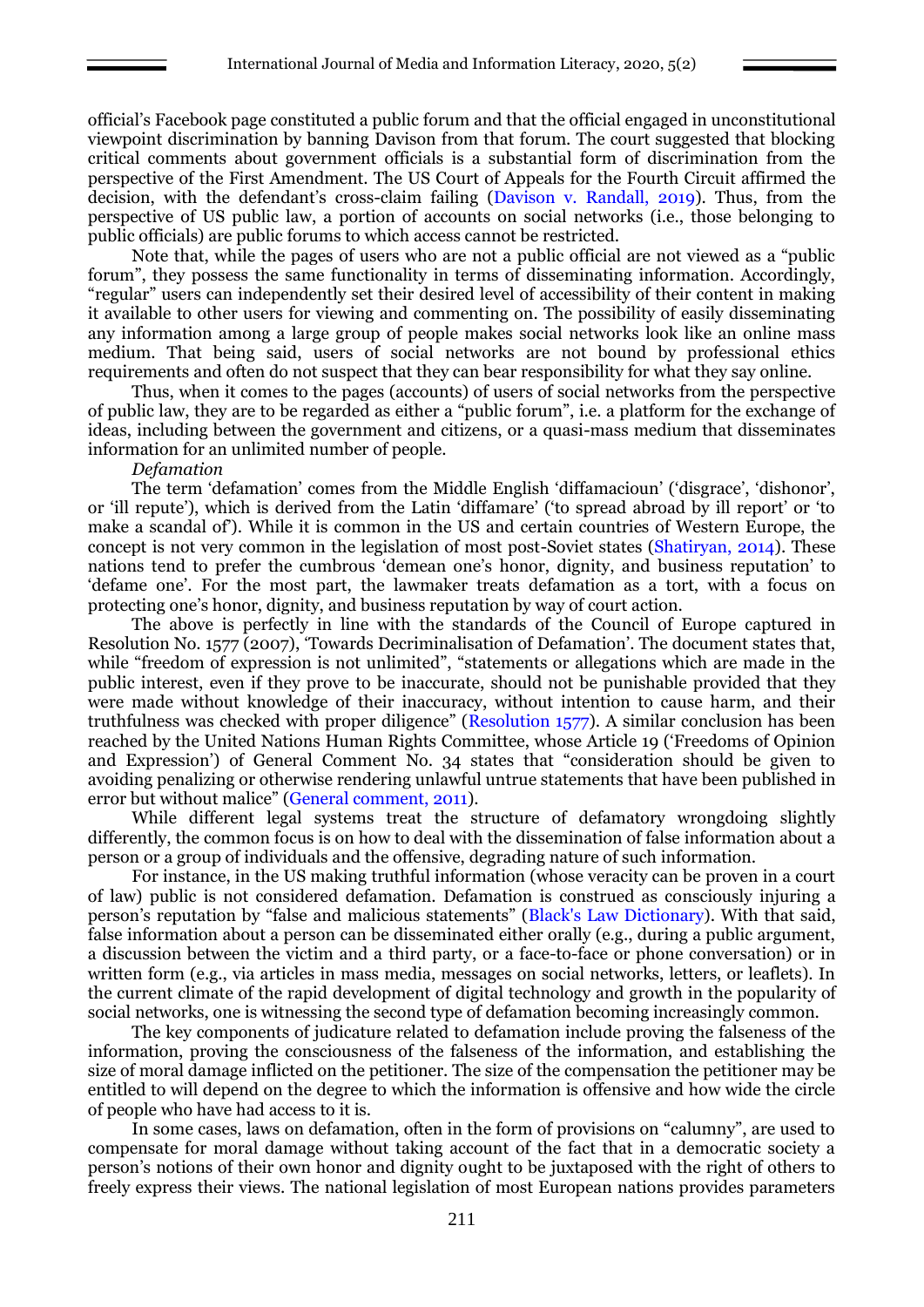official's Facebook page constituted a public forum and that the official engaged in unconstitutional viewpoint discrimination by banning Davison from that forum. The court suggested that blocking critical comments about government officials is a substantial form of discrimination from the perspective of the First Amendment. The US Court of Appeals for the Fourth Circuit affirmed the decision, with the defendant's cross-claim failing (Davison v. Randall, 2019). Thus, from the perspective of US public law, a portion of accounts on social networks (i.e., those belonging to public officials) are public forums to which access cannot be restricted.

Note that, while the pages of users who are not a public official are not viewed as a "public forum", they possess the same functionality in terms of disseminating information. Accordingly, "regular" users can independently set their desired level of accessibility of their content in making it available to other users for viewing and commenting on. The possibility of easily disseminating any information among a large group of people makes social networks look like an online mass medium. That being said, users of social networks are not bound by professional ethics requirements and often do not suspect that they can bear responsibility for what they say online.

Thus, when it comes to the pages (accounts) of users of social networks from the perspective of public law, they are to be regarded as either a "public forum", i.e. a platform for the exchange of ideas, including between the government and citizens, or a quasi-mass medium that disseminates information for an unlimited number of people.

*Defamation*

The term 'defamation' comes from the Middle English 'diffamacioun' ('disgrace', 'dishonor', or 'ill repute'), which is derived from the Latin 'diffamare' ('to spread abroad by ill report' or 'to make a scandal of'). While it is common in the US and certain countries of Western Europe, the concept is not very common in the legislation of most post-Soviet states (Shatiryan, 2014). These nations tend to prefer the cumbrous 'demean one's honor, dignity, and business reputation' to 'defame one'. For the most part, the lawmaker treats defamation as a tort, with a focus on protecting one's honor, dignity, and business reputation by way of court action.

The above is perfectly in line with the standards of the Council of Europe captured in Resolution No. 1577 (2007), 'Towards Decriminalisation of Defamation'. The document states that, while "freedom of expression is not unlimited", "statements or allegations which are made in the public interest, even if they prove to be inaccurate, should not be punishable provided that they were made without knowledge of their inaccuracy, without intention to cause harm, and their truthfulness was checked with proper diligence" (Resolution 1577). A similar conclusion has been reached by the United Nations Human Rights Committee, whose Article 19 ('Freedoms of Opinion and Expression') of General Comment No. 34 states that "consideration should be given to avoiding penalizing or otherwise rendering unlawful untrue statements that have been published in error but without malice" (General comment, 2011).

While different legal systems treat the structure of defamatory wrongdoing slightly differently, the common focus is on how to deal with the dissemination of false information about a person or a group of individuals and the offensive, degrading nature of such information.

For instance, in the US making truthful information (whose veracity can be proven in a court of law) public is not considered defamation. Defamation is construed as consciously injuring a person's reputation by "false and malicious statements" (Black's Law Dictionary). With that said, false information about a person can be disseminated either orally (e.g., during a public argument, a discussion between the victim and a third party, or a face-to-face or phone conversation) or in written form (e.g., via articles in mass media, messages on social networks, letters, or leaflets). In the current climate of the rapid development of digital technology and growth in the popularity of social networks, one is witnessing the second type of defamation becoming increasingly common.

The key components of judicature related to defamation include proving the falseness of the information, proving the consciousness of the falseness of the information, and establishing the size of moral damage inflicted on the petitioner. The size of the compensation the petitioner may be entitled to will depend on the degree to which the information is offensive and how wide the circle of people who have had access to it is.

In some cases, laws on defamation, often in the form of provisions on "calumny", are used to compensate for moral damage without taking account of the fact that in a democratic society a person's notions of their own honor and dignity ought to be juxtaposed with the right of others to freely express their views. The national legislation of most European nations provides parameters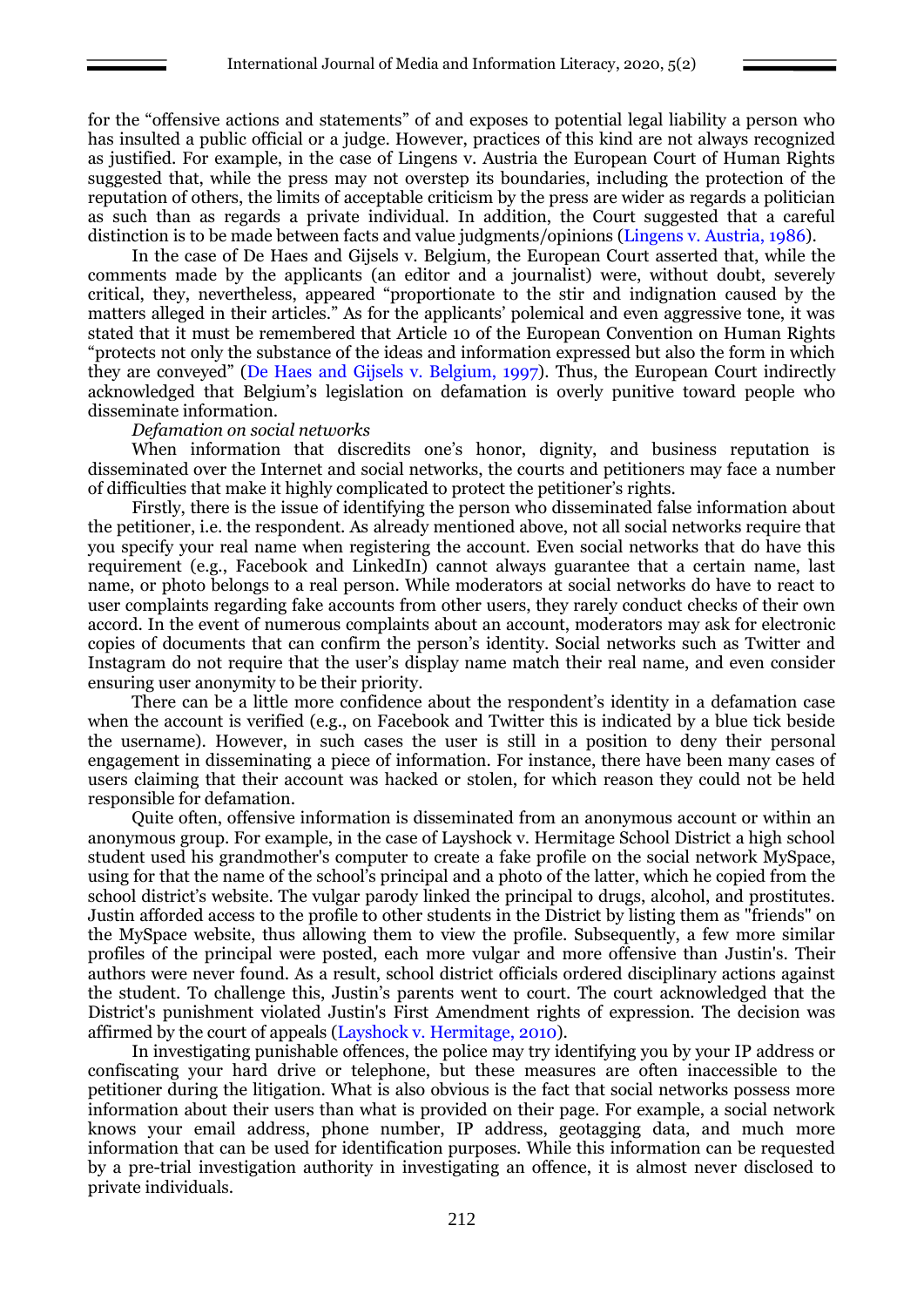for the "offensive actions and statements" of and exposes to potential legal liability a person who has insulted a public official or a judge. However, practices of this kind are not always recognized as justified. For example, in the case of Lingens v. Austria the European Court of Human Rights suggested that, while the press may not overstep its boundaries, including the protection of the reputation of others, the limits of acceptable criticism by the press are wider as regards a politician as such than as regards a private individual. In addition, the Court suggested that a careful distinction is to be made between facts and value judgments/opinions (Lingens v. Austria, 1986).

In the case of De Haes and Gijsels v. Belgium, the European Court asserted that, while the comments made by the applicants (an editor and a journalist) were, without doubt, severely critical, they, nevertheless, appeared "proportionate to the stir and indignation caused by the matters alleged in their articles." As for the applicants' polemical and even aggressive tone, it was stated that it must be remembered that Article 10 of the European Convention on Human Rights "protects not only the substance of the ideas and information expressed but also the form in which they are conveyed" (De Haes and Gijsels v. Belgium, 1997). Thus, the European Court indirectly acknowledged that Belgium's legislation on defamation is overly punitive toward people who disseminate information.

*Defamation on social networks*

When information that discredits one's honor, dignity, and business reputation is disseminated over the Internet and social networks, the courts and petitioners may face a number of difficulties that make it highly complicated to protect the petitioner's rights.

Firstly, there is the issue of identifying the person who disseminated false information about the petitioner, i.e. the respondent. As already mentioned above, not all social networks require that you specify your real name when registering the account. Even social networks that do have this requirement (e.g., Facebook and LinkedIn) cannot always guarantee that a certain name, last name, or photo belongs to a real person. While moderators at social networks do have to react to user complaints regarding fake accounts from other users, they rarely conduct checks of their own accord. In the event of numerous complaints about an account, moderators may ask for electronic copies of documents that can confirm the person's identity. Social networks such as Twitter and Instagram do not require that the user's display name match their real name, and even consider ensuring user anonymity to be their priority.

There can be a little more confidence about the respondent's identity in a defamation case when the account is verified (e.g., on Facebook and Twitter this is indicated by a blue tick beside the username). However, in such cases the user is still in a position to deny their personal engagement in disseminating a piece of information. For instance, there have been many cases of users claiming that their account was hacked or stolen, for which reason they could not be held responsible for defamation.

Quite often, offensive information is disseminated from an anonymous account or within an anonymous group. For example, in the case of Layshock v. Hermitage School District a high school student used his grandmother's computer to create a fake profile on the social network MySpace, using for that the name of the school's principal and a photo of the latter, which he copied from the school district's website. The vulgar parody linked the principal to drugs, alcohol, and prostitutes. Justin afforded access to the profile to other students in the District by listing them as "friends" on the MySpace website, thus allowing them to view the profile. Subsequently, a few more similar profiles of the principal were posted, each more vulgar and more offensive than Justin's. Their authors were never found. As a result, school district officials ordered disciplinary actions against the student. To challenge this, Justin's parents went to court. The court acknowledged that the District's punishment violated Justin's First Amendment rights of expression. The decision was affirmed by the court of appeals (Layshock v. Hermitage, 2010).

In investigating punishable offences, the police may try identifying you by your IP address or confiscating your hard drive or telephone, but these measures are often inaccessible to the petitioner during the litigation. What is also obvious is the fact that social networks possess more information about their users than what is provided on their page. For example, a social network knows your email address, phone number, IP address, geotagging data, and much more information that can be used for identification purposes. While this information can be requested by a pre-trial investigation authority in investigating an offence, it is almost never disclosed to private individuals.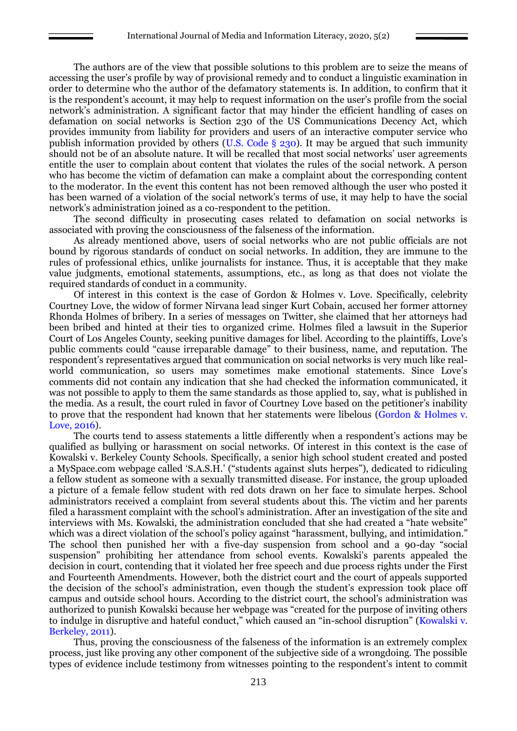The authors are of the view that possible solutions to this problem are to seize the means of accessing the user's profile by way of provisional remedy and to conduct a linguistic examination in order to determine who the author of the defamatory statements is. In addition, to confirm that it is the respondent's account, it may help to request information on the user's profile from the social network's administration. A significant factor that may hinder the efficient handling of cases on defamation on social networks is Section 230 of the US Communications Decency Act, which provides immunity from liability for providers and users of an interactive computer service who publish information provided by others (U.S. Code § 230). It may be argued that such immunity should not be of an absolute nature. It will be recalled that most social networks' user agreements entitle the user to complain about content that violates the rules of the social network. A person who has become the victim of defamation can make a complaint about the corresponding content to the moderator. In the event this content has not been removed although the user who posted it has been warned of a violation of the social network's terms of use, it may help to have the social network's administration joined as a co-respondent to the petition.

The second difficulty in prosecuting cases related to defamation on social networks is associated with proving the consciousness of the falseness of the information.

As already mentioned above, users of social networks who are not public officials are not bound by rigorous standards of conduct on social networks. In addition, they are immune to the rules of professional ethics, unlike journalists for instance. Thus, it is acceptable that they make value judgments, emotional statements, assumptions, etc., as long as that does not violate the required standards of conduct in a community.

Of interest in this context is the case of Gordon & Holmes v. Love. Specifically, celebrity Courtney Love, the widow of former Nirvana lead singer Kurt Cobain, accused her former attorney Rhonda Holmes of bribery. In a series of messages on Twitter, she claimed that her attorneys had been bribed and hinted at their ties to organized crime. Holmes filed a lawsuit in the Superior Court of Los Angeles County, seeking punitive damages for libel. According to the plaintiffs, Love's public comments could "cause irreparable damage" to their business, name, and reputation. The respondent's representatives argued that communication on social networks is very much like real-world communication, so users may sometimes make emotional statements. Since Love's comments did not contain any indication that she had checked the information communicated, it was not possible to apply to them the same standards as those applied to, say, what is published in the media. As a result, the court ruled in favor of Courtney Love based on the petitioner's inability to prove that the respondent had known that her statements were libelous (Gordon & Holmes v. Love, 2016).

The courts tend to assess statements a little differently when a respondent's actions may be qualified as bullying or harassment on social networks. Of interest in this context is the case of Kowalski v. Berkeley County Schools. Specifically, a senior high school student created and posted a MySpace.com webpage called 'S.A.S.H.' ("students against sluts herpes"), dedicated to ridiculing a fellow student as someone with a sexually transmitted disease. For instance, the group uploaded a picture of a female fellow student with red dots drawn on her face to simulate herpes. School administrators received a complaint from several students about this. The victim and her parents filed a harassment complaint with the school's administration. After an investigation of the site and interviews with Ms. Kowalski, the administration concluded that she had created a "hate website" which was a direct violation of the school's policy against "harassment, bullying, and intimidation." The school then punished her with a five-day suspension from school and a 90-day "social suspension" prohibiting her attendance from school events. Kowalski's parents appealed the decision in court, contending that it violated her free speech and due process rights under the First and Fourteenth Amendments. However, both the district court and the court of appeals supported the decision of the school's administration, even though the student's expression took place off campus and outside school hours. According to the district court, the school's administration was authorized to punish Kowalski because her webpage was "created for the purpose of inviting others to indulge in disruptive and hateful conduct," which caused an "in-school disruption" (Kowalski v. Berkeley, 2011).

Thus, proving the consciousness of the falseness of the information is an extremely complex process, just like proving any other component of the subjective side of a wrongdoing. The possible types of evidence include testimony from witnesses pointing to the respondent's intent to commit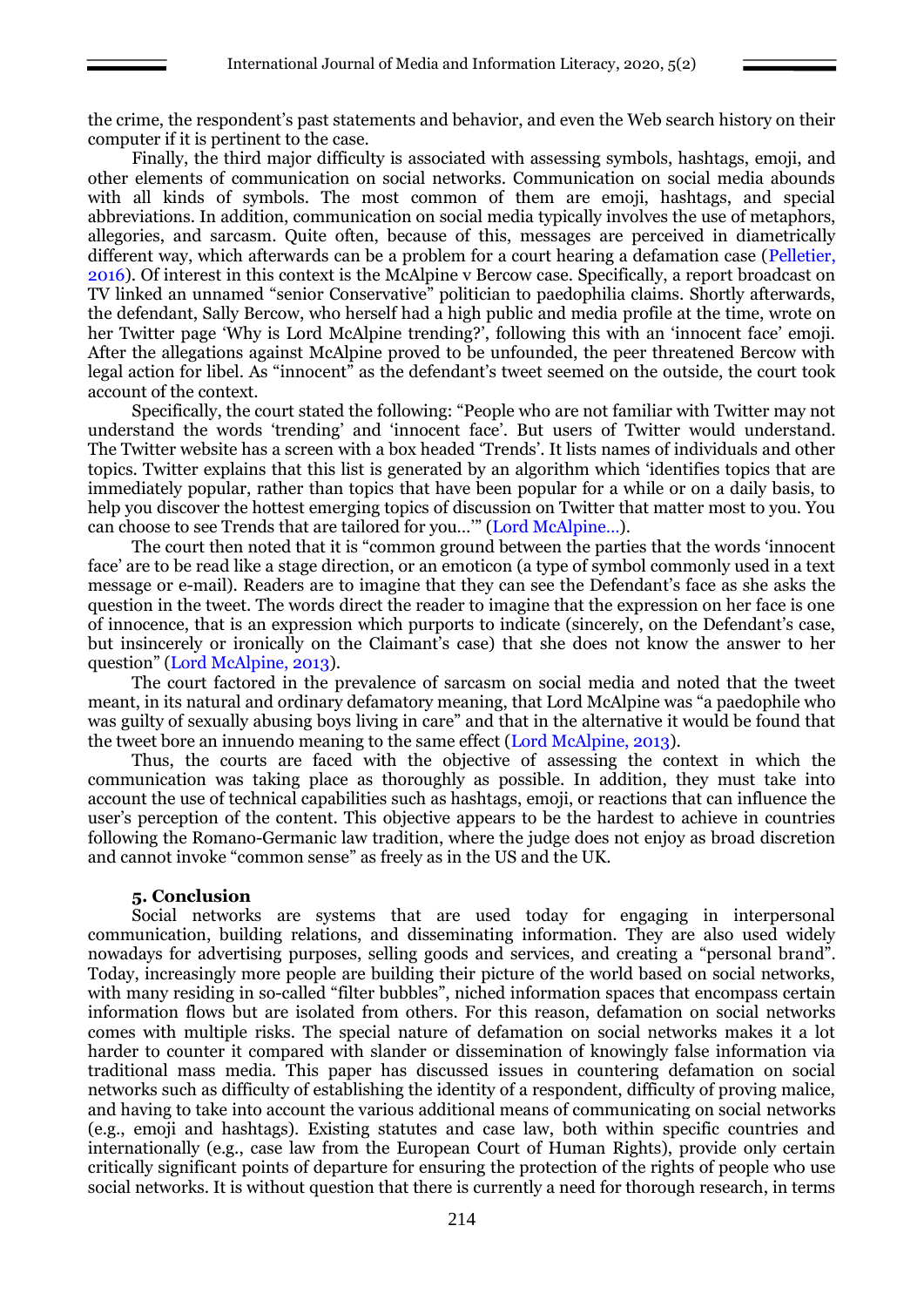the crime, the respondent's past statements and behavior, and even the Web search history on their computer if it is pertinent to the case.

Finally, the third major difficulty is associated with assessing symbols, hashtags, emoji, and other elements of communication on social networks. Communication on social media abounds with all kinds of symbols. The most common of them are emoji, hashtags, and special abbreviations. In addition, communication on social media typically involves the use of metaphors, allegories, and sarcasm. Quite often, because of this, messages are perceived in diametrically different way, which afterwards can be a problem for a court hearing a defamation case (Pelletier, 2016). Of interest in this context is the McAlpine v Bercow case. Specifically, a report broadcast on TV linked an unnamed "senior Conservative" politician to paedophilia claims. Shortly afterwards, the defendant, Sally Bercow, who herself had a high public and media profile at the time, wrote on her Twitter page 'Why is Lord McAlpine trending?', following this with an 'innocent face' emoji. After the allegations against McAlpine proved to be unfounded, the peer threatened Bercow with legal action for libel. As "innocent" as the defendant's tweet seemed on the outside, the court took account of the context.

Specifically, the court stated the following: "People who are not familiar with Twitter may not understand the words 'trending' and 'innocent face'. But users of Twitter would understand. The Twitter website has a screen with a box headed 'Trends'. It lists names of individuals and other topics. Twitter explains that this list is generated by an algorithm which 'identifies topics that are immediately popular, rather than topics that have been popular for a while or on a daily basis, to help you discover the hottest emerging topics of discussion on Twitter that matter most to you. You can choose to see Trends that are tailored for you…'" (Lord McAlpine…).

The court then noted that it is "common ground between the parties that the words 'innocent face' are to be read like a stage direction, or an emoticon (a type of symbol commonly used in a text message or e-mail). Readers are to imagine that they can see the Defendant's face as she asks the question in the tweet. The words direct the reader to imagine that the expression on her face is one of innocence, that is an expression which purports to indicate (sincerely, on the Defendant's case, but insincerely or ironically on the Claimant's case) that she does not know the answer to her question" (Lord McAlpine, 2013).

The court factored in the prevalence of sarcasm on social media and noted that the tweet meant, in its natural and ordinary defamatory meaning, that Lord McAlpine was "a paedophile who was guilty of sexually abusing boys living in care" and that in the alternative it would be found that the tweet bore an innuendo meaning to the same effect (Lord McAlpine, 2013).

Thus, the courts are faced with the objective of assessing the context in which the communication was taking place as thoroughly as possible. In addition, they must take into account the use of technical capabilities such as hashtags, emoji, or reactions that can influence the user's perception of the content. This objective appears to be the hardest to achieve in countries following the Romano-Germanic law tradition, where the judge does not enjoy as broad discretion and cannot invoke "common sense" as freely as in the US and the UK.

## 5. Conclusion

Social networks are systems that are used today for engaging in interpersonal communication, building relations, and disseminating information. They are also used widely nowadays for advertising purposes, selling goods and services, and creating a "personal brand". Today, increasingly more people are building their picture of the world based on social networks, with many residing in so-called "filter bubbles", niched information spaces that encompass certain information flows but are isolated from others. For this reason, defamation on social networks comes with multiple risks. The special nature of defamation on social networks makes it a lot harder to counter it compared with slander or dissemination of knowingly false information via traditional mass media. This paper has discussed issues in countering defamation on social networks such as difficulty of establishing the identity of a respondent, difficulty of proving malice, and having to take into account the various additional means of communicating on social networks (e.g., emoji and hashtags). Existing statutes and case law, both within specific countries and internationally (e.g., case law from the European Court of Human Rights), provide only certain critically significant points of departure for ensuring the protection of the rights of people who use social networks. It is without question that there is currently a need for thorough research, in terms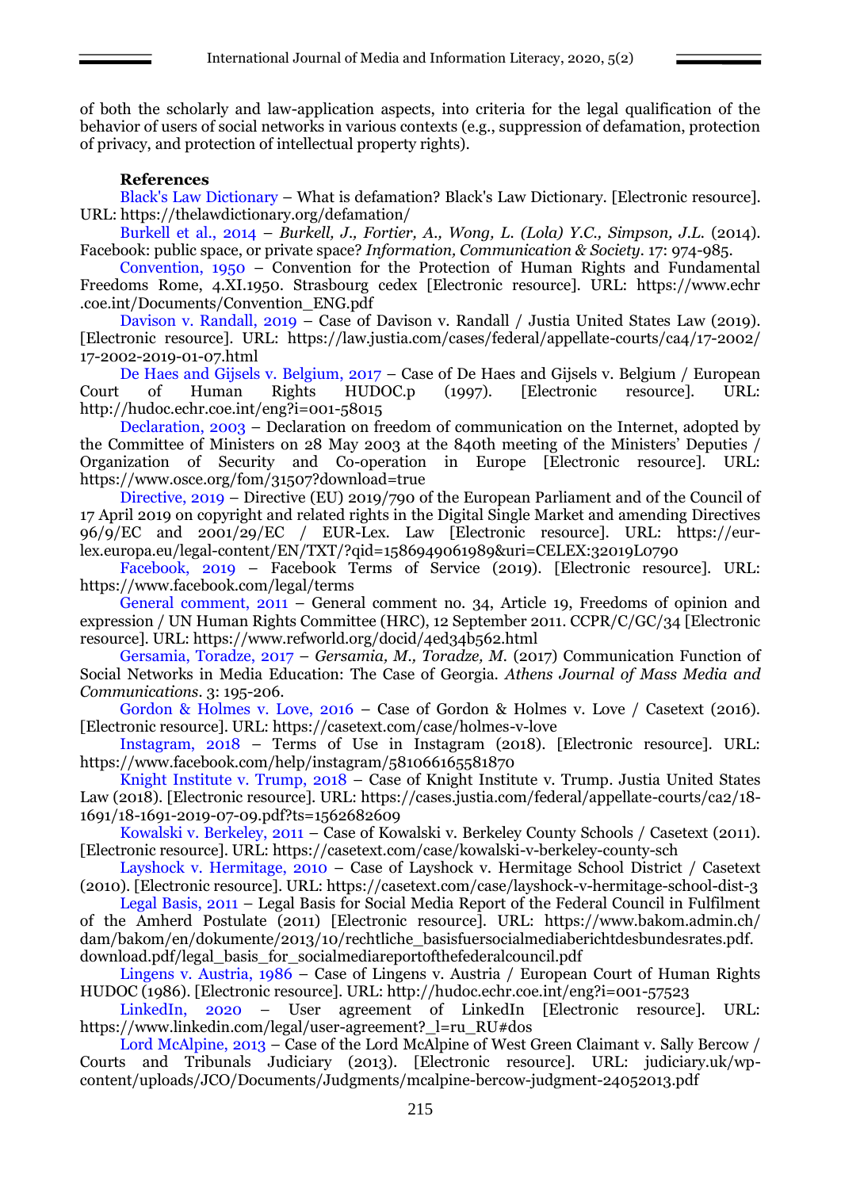of both the scholarly and law-application aspects, into criteria for the legal qualification of the behavior of users of social networks in various contexts (e.g., suppression of defamation, protection of privacy, and protection of intellectual property rights).

**References**

Black's Law Dictionary – What is defamation? Black's Law Dictionary. [Electronic resource]. URL: https://thelawdictionary.org/defamation/

Burkell et al., 2014 – *Burkell, J., Fortier, A., Wong, L. (Lola) Y.C., Simpson, J.L.* (2014). Facebook: public space, or private space? *Information, Communication & Society*. 17: 974-985.

Convention, 1950 – Convention for the Protection of Human Rights and Fundamental Freedoms Rome, 4.XI.1950. Strasbourg cedex [Electronic resource]. URL: https://www.echr.coe.int/Documents/Convention_ENG.pdf

Davison v. Randall, 2019 – Case of Davison v. Randall / Justia United States Law (2019). [Electronic resource]. URL: https://law.justia.com/cases/federal/appellate-courts/ca4/17-2002/17-2002-2019-01-07.html

De Haes and Gijsels v. Belgium, 2017 – Case of De Haes and Gijsels v. Belgium / European Court of Human Rights HUDOC.p (1997). [Electronic resource]. URL: http://hudoc.echr.coe.int/eng?i=001-58015

Declaration, 2003 – Declaration on freedom of communication on the Internet, adopted by the Committee of Ministers on 28 May 2003 at the 840th meeting of the Ministers' Deputies / Organization of Security and Co-operation in Europe [Electronic resource]. URL: https://www.osce.org/fom/31507?download=true

Directive, 2019 – Directive (EU) 2019/790 of the European Parliament and of the Council of 17 April 2019 on copyright and related rights in the Digital Single Market and amending Directives 96/9/EC and 2001/29/EC / EUR-Lex. Law [Electronic resource]. URL: https://eur-lex.europa.eu/legal-content/EN/TXT/?qid=1586949061989&uri=CELEX:32019L0790

Facebook, 2019 – Facebook Terms of Service (2019). [Electronic resource]. URL: https://www.facebook.com/legal/terms

General comment, 2011 – General comment no. 34, Article 19, Freedoms of opinion and expression / UN Human Rights Committee (HRC), 12 September 2011. CCPR/C/GC/34 [Electronic resource]. URL: https://www.refworld.org/docid/4ed34b562.html

Gersamia, Toradze, 2017 – *Gersamia, M., Toradze, M.* (2017) Communication Function of Social Networks in Media Education: The Case of Georgia. *Athens Journal of Mass Media and Communications*. 3: 195-206.

Gordon & Holmes v. Love, 2016 – Case of Gordon & Holmes v. Love / Casetext (2016). [Electronic resource]. URL: https://casetext.com/case/holmes-v-love

Instagram, 2018 – Terms of Use in Instagram (2018). [Electronic resource]. URL: https://www.facebook.com/help/instagram/581066165581870

Knight Institute v. Trump, 2018 – Case of Knight Institute v. Trump. Justia United States Law (2018). [Electronic resource]. URL: https://cases.justia.com/federal/appellate-courts/ca2/18-1691/18-1691-2019-07-09.pdf?ts=1562682609

Kowalski v. Berkeley, 2011 – Case of Kowalski v. Berkeley County Schools / Casetext (2011). [Electronic resource]. URL: https://casetext.com/case/kowalski-v-berkeley-county-sch

Layshock v. Hermitage, 2010 – Case of Layshock v. Hermitage School District / Casetext (2010). [Electronic resource]. URL: https://casetext.com/case/layshock-v-hermitage-school-dist-3

Legal Basis, 2011 – Legal Basis for Social Media Report of the Federal Council in Fulfilment of the Amherd Postulate (2011) [Electronic resource]. URL: https://www.bakom.admin.ch/dam/bakom/en/dokumente/2013/10/rechtliche_basisfuersocialmediaberichtdesbundesrates.pdf.download.pdf/legal_basis_for_socialmediareportofthefederalcouncil.pdf

Lingens v. Austria, 1986 – Case of Lingens v. Austria / European Court of Human Rights HUDOC (1986). [Electronic resource]. URL: http://hudoc.echr.coe.int/eng?i=001-57523

LinkedIn, 2020 – User agreement of LinkedIn [Electronic resource]. URL: https://www.linkedin.com/legal/user-agreement?_l=ru_RU#dos

Lord McAlpine, 2013 – Case of the Lord McAlpine of West Green Claimant v. Sally Bercow / Courts and Tribunals Judiciary (2013). [Electronic resource]. URL: judiciary.uk/wp-content/uploads/JCO/Documents/Judgments/mcalpine-bercow-judgment-24052013.pdf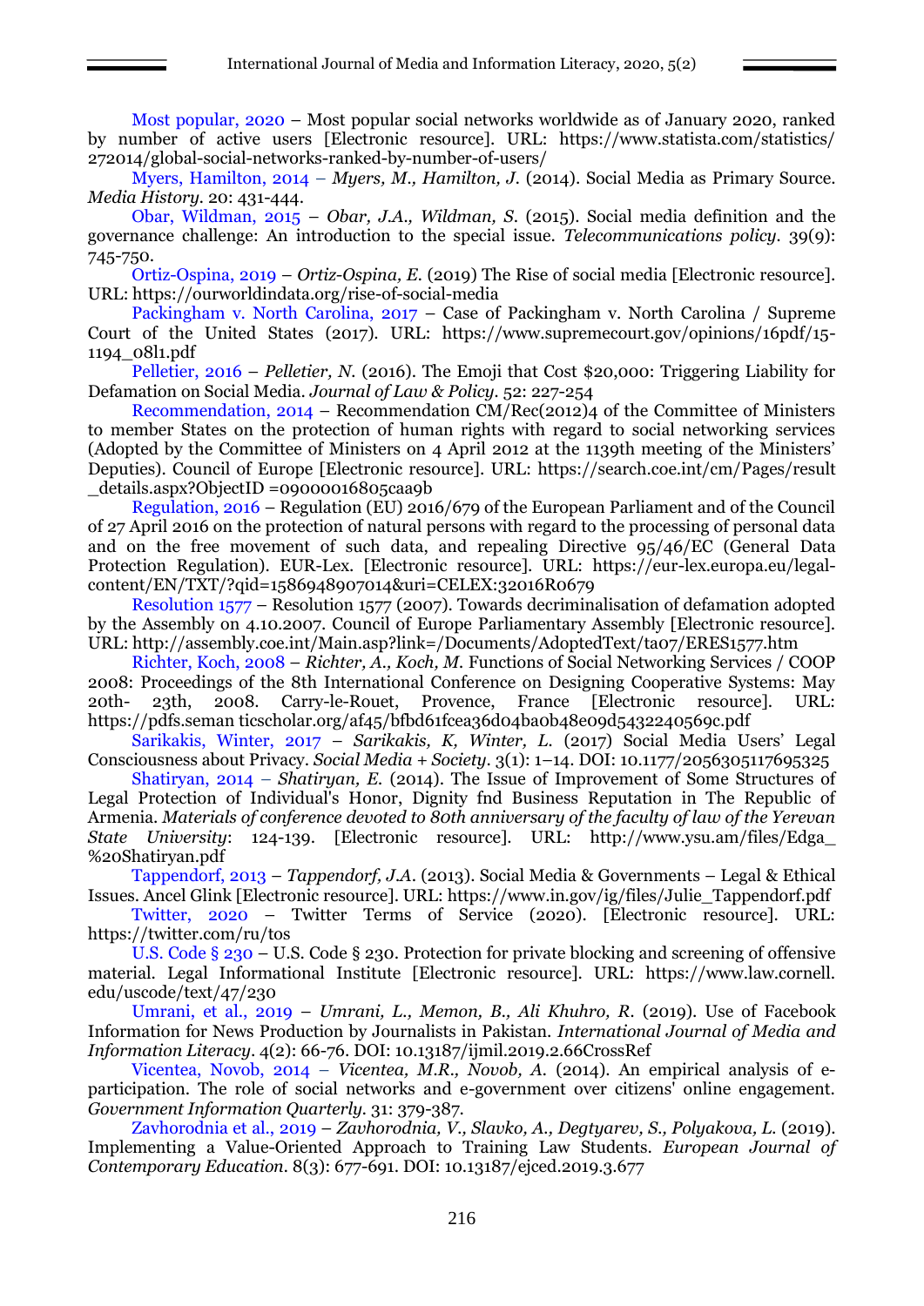Most popular, 2020 – Most popular social networks worldwide as of January 2020, ranked by number of active users [Electronic resource]. URL: https://www.statista.com/statistics/272014/global-social-networks-ranked-by-number-of-users/

Myers, Hamilton, 2014 – *Myers, M., Hamilton, J.* (2014). Social Media as Primary Source. *Media History*. 20: 431-444.

Obar, Wildman, 2015 – *Obar, J.A., Wildman, S.* (2015). Social media definition and the governance challenge: An introduction to the special issue. *Telecommunications policy*. 39(9): 745-750.

Ortiz-Ospina, 2019 – *Ortiz-Ospina, E.* (2019) The Rise of social media [Electronic resource]. URL: https://ourworldindata.org/rise-of-social-media

Packingham v. North Carolina, 2017 – Case of Packingham v. North Carolina / Supreme Court of the United States (2017). URL: https://www.supremecourt.gov/opinions/16pdf/15-1194_08l1.pdf

Pelletier, 2016 – *Pelletier, N.* (2016). The Emoji that Cost $20,000: Triggering Liability for Defamation on Social Media. *Journal of Law & Policy*. 52: 227-254

Recommendation, 2014 – Recommendation CM/Rec(2012)4 of the Committee of Ministers to member States on the protection of human rights with regard to social networking services (Adopted by the Committee of Ministers on 4 April 2012 at the 1139th meeting of the Ministers' Deputies). Council of Europe [Electronic resource]. URL: https://search.coe.int/cm/Pages/result_details.aspx?ObjectID =09000016805caa9b

Regulation, 2016 – Regulation (EU) 2016/679 of the European Parliament and of the Council of 27 April 2016 on the protection of natural persons with regard to the processing of personal data and on the free movement of such data, and repealing Directive 95/46/EC (General Data Protection Regulation). EUR-Lex. [Electronic resource]. URL: https://eur-lex.europa.eu/legal-content/EN/TXT/?qid=1586948907014&uri=CELEX:32016R0679

Resolution 1577 – Resolution 1577 (2007). Towards decriminalisation of defamation adopted by the Assembly on 4.10.2007. Council of Europe Parliamentary Assembly [Electronic resource]. URL: http://assembly.coe.int/Main.asp?link=/Documents/AdoptedText/ta07/ERES1577.htm

Richter, Koch, 2008 – *Richter, A., Koch, M.* Functions of Social Networking Services / COOP 2008: Proceedings of the 8th International Conference on Designing Cooperative Systems: May 20th- 23th, 2008. Carry-le-Rouet, Provence, France [Electronic resource]. URL: https://pdfs.seman ticscholar.org/af45/bfbd61fcea36d04ba0b48e09d5432240569c.pdf

Sarikakis, Winter, 2017 – *Sarikakis, K, Winter, L.* (2017) Social Media Users' Legal Consciousness about Privacy. *Social Media + Society*. 3(1): 1–14. DOI: 10.1177/2056305117695325

Shatiryan, 2014 – *Shatiryan, E.* (2014). The Issue of Improvement of Some Structures of Legal Protection of Individual's Honor, Dignity fnd Business Reputation in The Republic of Armenia. *Materials of conference devoted to 80th anniversary of the faculty of law of the Yerevan State University*: 124-139. [Electronic resource]. URL: http://www.ysu.am/files/Edga_%20Shatiryan.pdf

Tappendorf, 2013 – *Tappendorf, J.A.* (2013). Social Media & Governments – Legal & Ethical Issues. Ancel Glink [Electronic resource]. URL: https://www.in.gov/ig/files/Julie_Tappendorf.pdf

Twitter, 2020 – Twitter Terms of Service (2020). [Electronic resource]. URL: https://twitter.com/ru/tos

U.S. Code § 230 – U.S. Code § 230. Protection for private blocking and screening of offensive material. Legal Informational Institute [Electronic resource]. URL: https://www.law.cornell.edu/uscode/text/47/230

Umrani, et al., 2019 – *Umrani, L., Memon, B., Ali Khuhro, R.* (2019). Use of Facebook Information for News Production by Journalists in Pakistan. *International Journal of Media and Information Literacy*. 4(2): 66-76. DOI: 10.13187/ijmil.2019.2.66CrossRef

Vicentea, Novob, 2014 – *Vicentea, M.R., Novob, A.* (2014). An empirical analysis of e-participation. The role of social networks and e-government over citizens' online engagement. *Government Information Quarterly*. 31: 379-387.

Zavhorodnia et al., 2019 – *Zavhorodnia, V., Slavko, A., Degtyarev, S., Polyakova, L.* (2019). Implementing a Value-Oriented Approach to Training Law Students. *European Journal of Contemporary Education*. 8(3): 677-691. DOI: 10.13187/ejced.2019.3.677